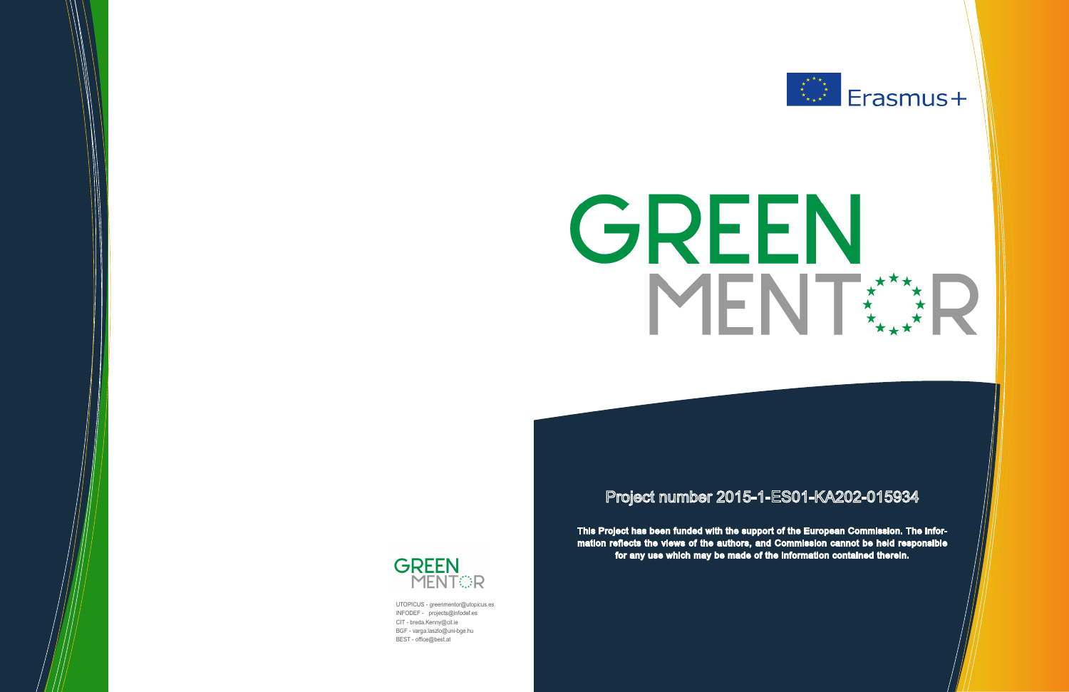Erasmus+

# GREEN MENTOR

Project number 2015-1-ES01-KA202-015934

**This Project has been funded with the support of the European Commission. The information reflects the views of the authors, and Commission cannot be held responsible for any use which may be made of the information contained therein.**

GREEN MENTOR

UTOPICUS - greenmentor@utopicus.es
INFODEF - projects@infodef.es
CIT - breda.Kenny@cit.ie
BGF - varga.laszlo@uni-bge.hu
BEST - office@best.at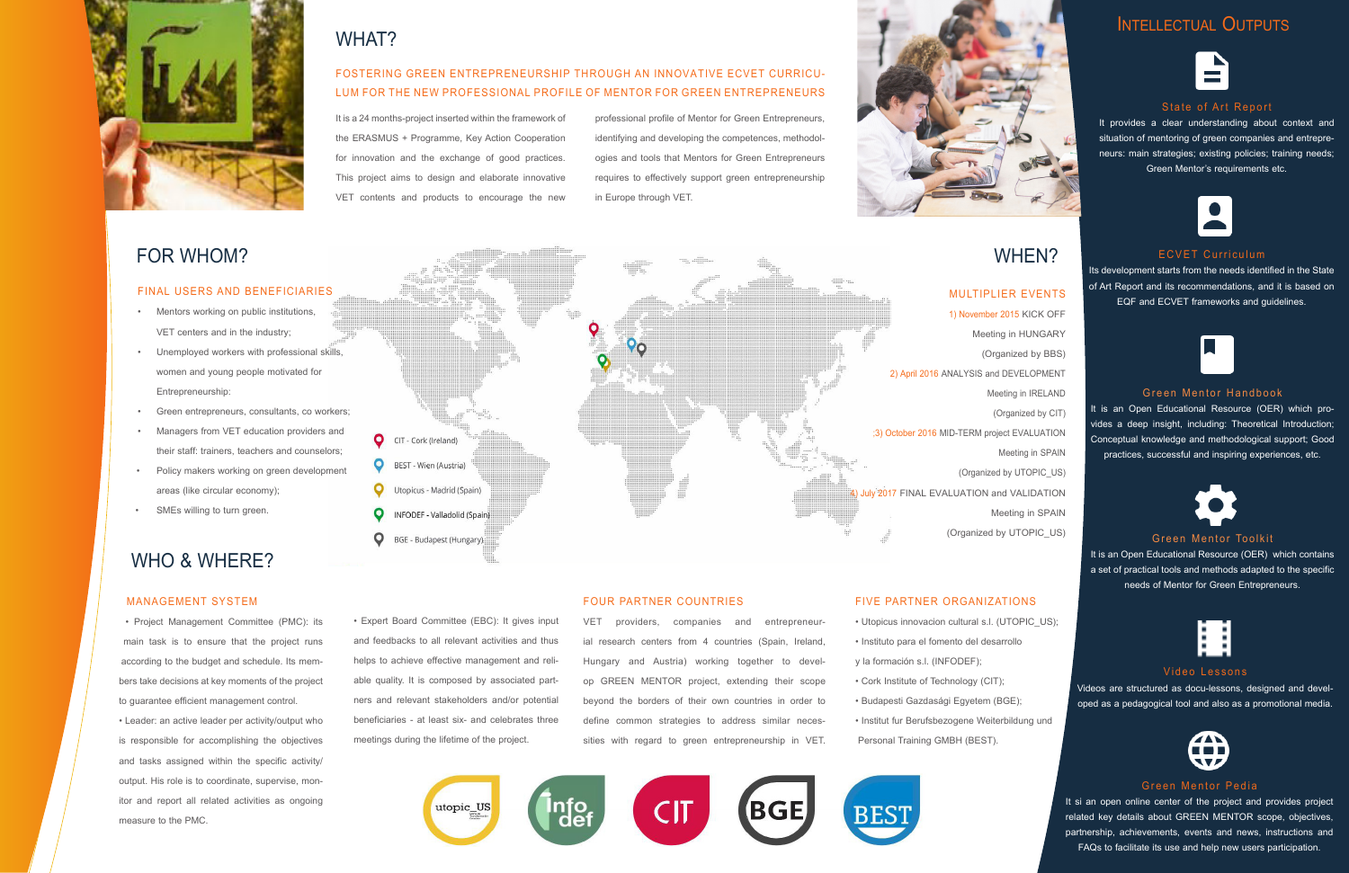## WHAT?

### FOSTERING GREEN ENTREPRENEURSHIP THROUGH AN INNOVATIVE ECVET CURRICULUM FOR THE NEW PROFESSIONAL PROFILE OF MENTOR FOR GREEN ENTREPRENEURS

It is a 24 months-project inserted within the framework of the ERASMUS + Programme, Key Action Cooperation for innovation and the exchange of good practices. This project aims to design and elaborate innovative VET contents and products to encourage the new professional profile of Mentor for Green Entrepreneurs, identifying and developing the competences, methodologies and tools that Mentors for Green Entrepreneurs requires to effectively support green entrepreneurship in Europe through VET.

## FOR WHOM?

### FINAL USERS AND BENEFICIARIES

- Mentors working on public institutions, VET centers and in the industry;
- Unemployed workers with professional skills, women and young people motivated for Entrepreneurship:
- Green entrepreneurs, consultants, co workers;
- Managers from VET education providers and their staff: trainers, teachers and counselors;
- Policy makers working on green development areas (like circular economy);
- SMEs willing to turn green.

CIT - Cork (Ireland)
BEST - Wien (Austria)
Utopicus - Madrid (Spain)
INFODEF - Valladolid (Spain)
BGE - Budapest (Hungary)

## WHEN?

### MULTIPLIER EVENTS

1) November 2015 KICK OFF
Meeting in HUNGARY
(Organized by BBS)

2) April 2016 ANALYSIS and DEVELOPMENT
Meeting in IRELAND
(Organized by CIT)

3) October 2016 MID-TERM project EVALUATION
Meeting in SPAIN
(Organized by UTOPIC_US)

4) July 2017 FINAL EVALUATION and VALIDATION
Meeting in SPAIN
(Organized by UTOPIC_US)

## WHO & WHERE?

### MANAGEMENT SYSTEM

• Project Management Committee (PMC): its main task is to ensure that the project runs according to the budget and schedule. Its members take decisions at key moments of the project to guarantee efficient management control.

• Leader: an active leader per activity/output who is responsible for accomplishing the objectives and tasks assigned within the specific activity/output. His role is to coordinate, supervise, monitor and report all related activities as ongoing measure to the PMC.

• Expert Board Committee (EBC): It gives input and feedbacks to all relevant activities and thus helps to achieve effective management and reliable quality. It is composed by associated partners and relevant stakeholders and/or potential beneficiaries - at least six- and celebrates three meetings during the lifetime of the project.

### FOUR PARTNER COUNTRIES

VET providers, companies and entrepreneurial research centers from 4 countries (Spain, Ireland, Hungary and Austria) working together to develop GREEN MENTOR project, extending their scope beyond the borders of their own countries in order to define common strategies to address similar necessities with regard to green entrepreneurship in VET.

### FIVE PARTNER ORGANIZATIONS

• Utopicus innovacion cultural s.l. (UTOPIC_US);
• Instituto para el fomento del desarrollo y la formación s.l. (INFODEF);
• Cork Institute of Technology (CIT);
• Budapesti Gazdasági Egyetem (BGE);
• Institut fur Berufsbezogene Weiterbildung und Personal Training GMBH (BEST).

utopic_US | info def | CIT | BGE | BEST

## INTELLECTUAL OUTPUTS

### State of Art Report

It provides a clear understanding about context and situation of mentoring of green companies and entrepreneurs: main strategies; existing policies; training needs; Green Mentor's requirements etc.

### ECVET Curriculum

Its development starts from the needs identified in the State of Art Report and its recommendations, and it is based on EQF and ECVET frameworks and guidelines.

### Green Mentor Handbook

It is an Open Educational Resource (OER) which provides a deep insight, including: Theoretical Introduction; Conceptual knowledge and methodological support; Good practices, successful and inspiring experiences, etc.

### Green Mentor Toolkit

It is an Open Educational Resource (OER) which contains a set of practical tools and methods adapted to the specific needs of Mentor for Green Entrepreneurs.

### Video Lessons

Videos are structured as docu-lessons, designed and developed as a pedagogical tool and also as a promotional media.

### Green Mentor Pedia

It si an open online center of the project and provides project related key details about GREEN MENTOR scope, objectives, partnership, achievements, events and news, instructions and FAQs to facilitate its use and help new users participation.